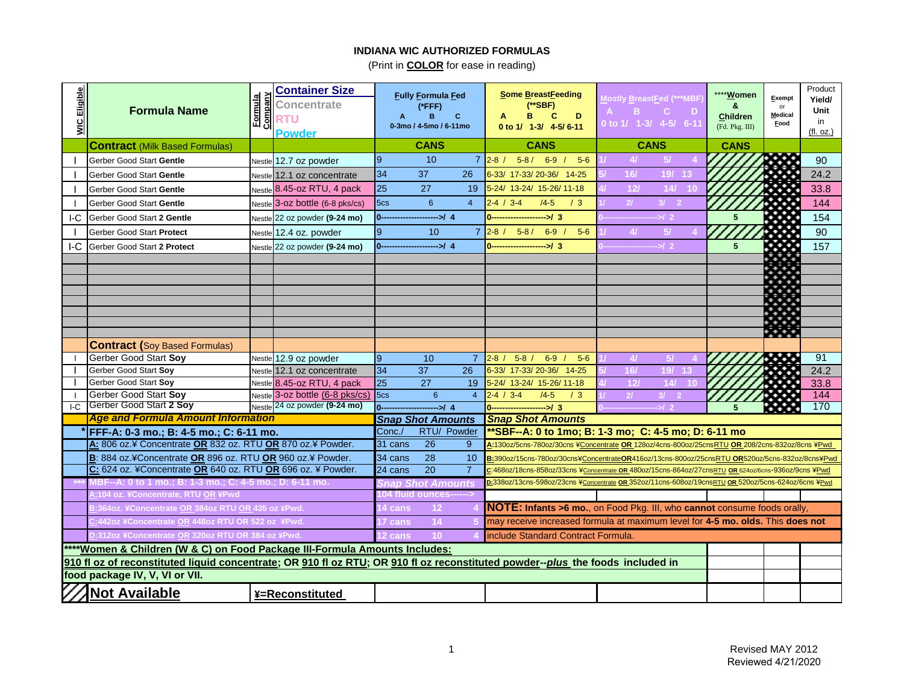# INDIANA WIC AUTHORIZED FORMULAS

(Print in **COLOR** for ease in reading)

| WIC Eligible | Formula Name | Formula Company | Container Size (Concentrate / RTU / Powder) | Fully Formula Fed (*FFF) A B C 0-3mo / 4-5mo / 6-11mo | Some BreastFeeding (**SBF) A B C D 0 to 1/ 1-3/ 4-5/ 6-11 | Mostly BreastFed (***MBF) A B C D 0 to 1/ 1-3/ 4-5/ 6-11 | ****Women & Children (Fd. Pkg. III) | Exempt or Medical Food | Product Yield/ Unit in (fl. oz.) |
|---|---|---|---|---|---|---|---|---|---|
| | **Contract** (Milk Based Formulas) | | | CANS | CANS | CANS | CANS | | |
| I | Gerber Good Start **Gentle** | Nestle | 12.7 oz powder | 9 / 10 / 7 | 2-8 / 5-8 / 6-9 / 5-6 | 1/ 4/ 5/ 4 | Not Available | | 90 |
| I | Gerber Good Start **Gentle** | Nestle | 12.1 oz concentrate | 34 / 37 / 26 | 6-33/ 17-33/ 20-36/ 14-25 | 5/ 16/ 19/ 13 | Not Available | | 24.2 |
| I | Gerber Good Start **Gentle** | Nestle | 8.45-oz RTU, 4 pack | 25 / 27 / 19 | 5-24/ 13-24/ 15-26/ 11-18 | 4/ 12/ 14/ 10 | Not Available | | 33.8 |
| I | Gerber Good Start **Gentle** | Nestle | 3-oz bottle (6-8 pks/cs) | 5cs / 6 / 4 | 2-4 / 3-4 / /4-5 / / 3 | 1/ 2/ 3/ 2 | Not Available | | 144 |
| I-C | Gerber Good Start **2 Gentle** | Nestle | 22 oz powder **(9-24 mo)** | 0--------------------->/ 4 | 0-------------------->/ 3 | 0------------------->/ 2 | 5 | | 154 |
| I | Gerber Good Start **Protect** | Nestle | 12.4 oz. powder | 9 / 10 / 7 | 2-8 / 5-8 / 6-9 / 5-6 | 1/ 4/ 5/ 4 | Not Available | | 90 |
| I-C | Gerber Good Start **2 Protect** | Nestle | 22 oz powder **(9-24 mo)** | 0--------------------->/ 4 | 0-------------------->/ 3 | 0------------------->/ 2 | 5 | | 157 |
| | **Contract (**Soy Based Formulas) | | | | | | | | |
| I | Gerber Good Start **Soy** | Nestle | 12.9 oz powder | 9 / 10 / 7 | 2-8 / 5-8 / 6-9 / 5-6 | 1/ 4/ 5/ 4 | Not Available | | 91 |
| I | Gerber Good Start **Soy** | Nestle | 12.1 oz concentrate | 34 / 37 / 26 | 6-33/ 17-33/ 20-36/ 14-25 | 5/ 16/ 19/ 13 | Not Available | | 24.2 |
| I | Gerber Good Start **Soy** | Nestle | 8.45-oz RTU, 4 pack | 25 / 27 / 19 | 5-24/ 13-24/ 15-26/ 11-18 | 4/ 12/ 14/ 10 | Not Available | | 33.8 |
| I | Gerber Good Start **Soy** | Nestle | 3-oz bottle (6-8 pks/cs) | 5cs / 6 / 4 | 2-4 / 3-4 / /4-5 / / 3 | 1/ 2/ 3/ 2 | Not Available | | 144 |
| I-C | Gerber Good Start **2 Soy** | Nestle | 24 oz powder **(9-24 mo)** | 0--------------------->/ 4 | 0-------------------->/ 3 | 0------------------->/ 2 | 5 | | 170 |

## Age and Formula Amount Information

| *FFF-A: 0-3 mo.; B: 4-5 mo.; C: 6-11 mo. | Snap Shot Amounts: Conc./ RTU/ Powder |
|---|---|
| **A**: 806 oz.¥ Concentrate **OR** 832 oz. RTU **OR** 870 oz.¥ Powder. | 31 cans / 26 / 9 |
| **B**: 884 oz.¥Concentrate **OR** 896 oz. RTU **OR** 960 oz.¥ Powder. | 34 cans / 28 / 10 |
| **C**: 624 oz. ¥Concentrate **OR** 640 oz. RTU **OR** 696 oz. ¥ Powder. | 24 cans / 20 / 7 |

| ***MBF--A: 0 to 1 mo.; B: 1-3 mo.; C: 4-5 mo.; D: 6-11 mo. | Snap Shot Amounts |
|---|---|
| A:104 oz. ¥Concentrate, RTU OR ¥Pwd | 104 fluid ounces------> |
| B:364oz. ¥Concentrate OR 384oz RTU OR 435 oz ¥Pwd. | 14 cans / 12 / 4 |
| C:442oz ¥Concentrate OR 448oz RTU OR 522 oz ¥Pwd. | 17 cans / 14 / 5 |
| D:312oz ¥Concentrate OR 320oz RTU OR 384 oz ¥Pwd. | 12 cans / 10 / 4 |

**SBF--A: 0 to 1mo; B: 1-3 mo; C: 4-5 mo; D: 6-11 mo** (Snap Shot Amounts)

- A:130oz/5cns-780oz/30cns ¥Concentrate **OR** 128oz/4cns-800oz/25cnsRTU **OR** 208/2cns-832oz/8cns ¥Pwd
- B:390oz/15cns-780oz/30cns¥Concentrate**OR**416oz/13cns-800oz/25cnsRTU **OR**520oz/5cns-832oz/8cns¥Pwd
- C:468oz/18cns-858oz/33cns ¥Concentrate **OR** 480oz/15cns-864oz/27cnsRTU **OR** 624oz/6cns-936oz/9cns ¥Pwd
- D:338oz/13cns-598oz/23cns ¥Concentrate **OR** 352oz/11cns-608oz/19cnsRTU **OR** 520oz/5cns-624oz/6cns ¥Pwd

**NOTE: Infants >6 mo.**, on Food Pkg. III, who **cannot** consume foods orally, may receive increased formula at maximum level for **4-5 mo. olds.** This **does not** include Standard Contract Formula.

****Women & Children (W & C) on Food Package III-Formula Amounts Includes:
910 fl oz of reconstituted liquid concentrate; OR 910 fl oz RTU; OR 910 fl oz reconstituted powder--*plus* the foods included in food package IV, V, VI or VII.

**Not Available** (hatched cells) | **¥=Reconstituted**

Revised MAY 2012
Reviewed 4/21/2020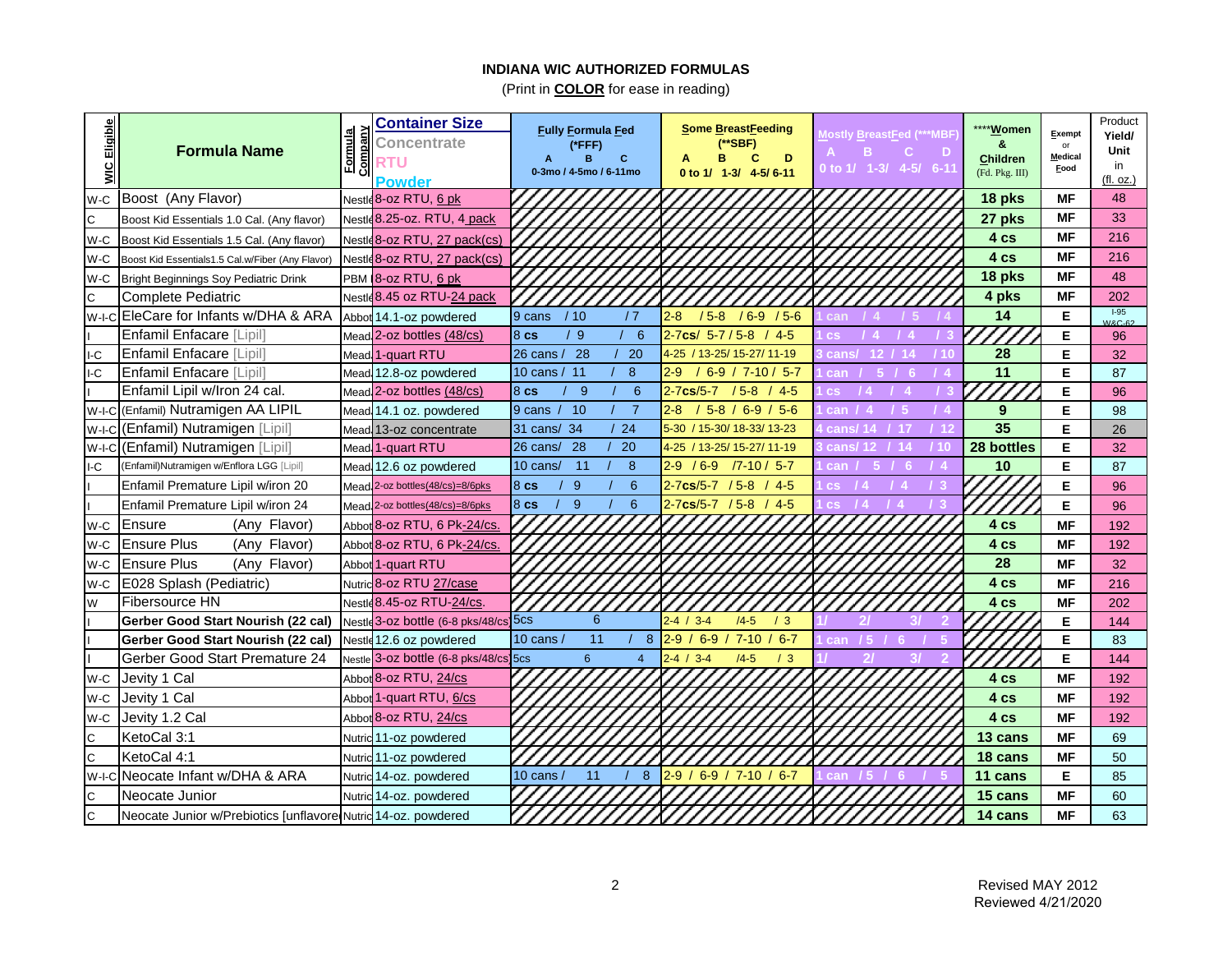# INDIANA WIC AUTHORIZED FORMULAS

(Print in **COLOR** for ease in reading)

| WIC Eligible | Formula Name | Formula Company | Container Size Concentrate RTU Powder | Fully Formula Fed (*FFF) A B C 0-3mo / 4-5mo / 6-11mo | Some BreastFeeding (**SBF) A B C D 0 to 1/ 1-3/ 4-5/ 6-11 | Mostly BreastFed (***MBF) A B C D 0 to 1/ 1-3/ 4-5/ 6-11 | ****Women & Children (Fd. Pkg. III) | Exempt or Medical Food | Product Yield/ Unit in (fl. oz.) |
|---|---|---|---|---|---|---|---|---|---|
| W-C | Boost (Any Flavor) | Nestle | 8-oz RTU, 6 pk | | | | 18 pks | MF | 48 |
| C | Boost Kid Essentials 1.0 Cal. (Any flavor) | Nestle | 8.25-oz. RTU, 4 pack | | | | 27 pks | MF | 33 |
| W-C | Boost Kid Essentials 1.5 Cal. (Any flavor) | Nestle | 8-oz RTU, 27 pack(cs) | | | | 4 cs | MF | 216 |
| W-C | Boost Kid Essentials1.5 Cal.w/Fiber (Any Flavor) | Nestle | 8-oz RTU, 27 pack(cs) | | | | 4 cs | MF | 216 |
| W-C | Bright Beginnings Soy Pediatric Drink | PBM | 8-oz RTU, 6 pk | | | | 18 pks | MF | 48 |
| C | Complete Pediatric | Nestle | 8.45 oz RTU-24 pack | | | | 4 pks | MF | 202 |
| W-I-C | EleCare for Infants w/DHA & ARA | Abbot | 14.1-oz powdered | 9 cans / 10 / 7 | 2-8 / 5-8 / 6-9 / 5-6 | 1 can / 4 / 5 / 4 | 14 | E | I-95 W&C-62 |
| I | Enfamil Enfacare [Lipil] | Mead | 2-oz bottles (48/cs) | 8 cs / 9 / 6 | 2-7cs/ 5-7 / 5-8 / 4-5 | 1 cs / 4 / 4 / 3 | | E | 96 |
| I-C | Enfamil Enfacare [Lipil] | Mead | 1-quart RTU | 26 cans / 28 / 20 | 4-25 / 13-25/ 15-27/ 11-19 | 3 cans/ 12 / 14 / 10 | 28 | E | 32 |
| I-C | Enfamil Enfacare [Lipil] | Mead | 12.8-oz powdered | 10 cans / 11 / 8 | 2-9 / 6-9 / 7-10 / 5-7 | 1 can / 5 / 6 / 4 | 11 | E | 87 |
| I | Enfamil Lipil w/Iron 24 cal. | Mead | 2-oz bottles (48/cs) | 8 cs / 9 / 6 | 2-7cs/5-7 / 5-8 / 4-5 | 1 cs / 4 / 4 / 3 | | E | 96 |
| W-I-C | (Enfamil) Nutramigen AA LIPIL | Mead | 14.1 oz. powdered | 9 cans / 10 / 7 | 2-8 / 5-8 / 6-9 / 5-6 | 1 can / 4 / 5 / 4 | 9 | E | 98 |
| W-I-C | (Enfamil) Nutramigen [Lipil] | Mead | 13-oz concentrate | 31 cans/ 34 / 24 | 5-30 / 15-30/ 18-33/ 13-23 | 4 cans/ 14 / 17 / 12 | 35 | E | 26 |
| W-I-C | (Enfamil) Nutramigen [Lipil] | Mead | 1-quart RTU | 26 cans/ 28 / 20 | 4-25 / 13-25/ 15-27/ 11-19 | 3 cans/ 12 / 14 / 10 | 28 bottles | E | 32 |
| I-C | (Enfamil)Nutramigen w/Enflora LGG [Lipil] | Mead | 12.6 oz powdered | 10 cans/ 11 / 8 | 2-9 / 6-9 / 7-10 / 5-7 | 1 can / 5 / 6 / 4 | 10 | E | 87 |
| I | Enfamil Premature Lipil w/iron 20 | Mead | 2-oz bottles(48/cs)=8/6pks | 8 cs / 9 / 6 | 2-7cs/5-7 / 5-8 / 4-5 | 1 cs / 4 / 4 / 3 | | E | 96 |
| I | Enfamil Premature Lipil w/iron 24 | Mead | 2-oz bottles(48/cs)=8/6pks | 8 cs / 9 / 6 | 2-7cs/5-7 / 5-8 / 4-5 | 1 cs / 4 / 4 / 3 | | E | 96 |
| W-C | Ensure (Any Flavor) | Abbot | 8-oz RTU, 6 Pk-24/cs. | | | | 4 cs | MF | 192 |
| W-C | Ensure Plus (Any Flavor) | Abbot | 8-oz RTU, 6 Pk-24/cs. | | | | 4 cs | MF | 192 |
| W-C | Ensure Plus (Any Flavor) | Abbot | 1-quart RTU | | | | 28 | MF | 32 |
| W-C | E028 Splash (Pediatric) | Nutric | 8-oz RTU 27/case | | | | 4 cs | MF | 216 |
| W | Fibersource HN | Nestle | 8.45-oz RTU-24/cs. | | | | 4 cs | MF | 202 |
| I | **Gerber Good Start Nourish (22 cal)** | Nestle | 3-oz bottle (6-8 pks/48/cs) | 5cs 6 | 2-4 / 3-4 /4-5 / 3 | 1/ 2/ 3/ 2 | | E | 144 |
| I | **Gerber Good Start Nourish (22 cal)** | Nestle | 12.6 oz powdered | 10 cans / 11 / 8 | 2-9 / 6-9 / 7-10 / 6-7 | 1 can / 5 / 6 / 5 | | E | 83 |
| I | Gerber Good Start Premature 24 | Nestle | 3-oz bottle (6-8 pks/48/cs) | 5cs 6 4 | 2-4 / 3-4 /4-5 / 3 | 1/ 2/ 3/ 2 | | E | 144 |
| W-C | Jevity 1 Cal | Abbot | 8-oz RTU, 24/cs | | | | 4 cs | MF | 192 |
| W-C | Jevity 1 Cal | Abbot | 1-quart RTU, 6/cs | | | | 4 cs | MF | 192 |
| W-C | Jevity 1.2 Cal | Abbot | 8-oz RTU, 24/cs | | | | 4 cs | MF | 192 |
| C | KetoCal 3:1 | Nutric | 11-oz powdered | | | | 13 cans | MF | 69 |
| C | KetoCal 4:1 | Nutric | 11-oz powdered | | | | 18 cans | MF | 50 |
| W-I-C | Neocate Infant w/DHA & ARA | Nutric | 14-oz. powdered | 10 cans / 11 / 8 | 2-9 / 6-9 / 7-10 / 6-7 | 1 can / 5 / 6 / 5 | 11 cans | E | 85 |
| C | Neocate Junior | Nutric | 14-oz. powdered | | | | 15 cans | MF | 60 |
| C | Neocate Junior w/Prebiotics [unflavored] | Nutric | 14-oz. powdered | | | | 14 cans | MF | 63 |

Revised MAY 2012
Reviewed 4/21/2020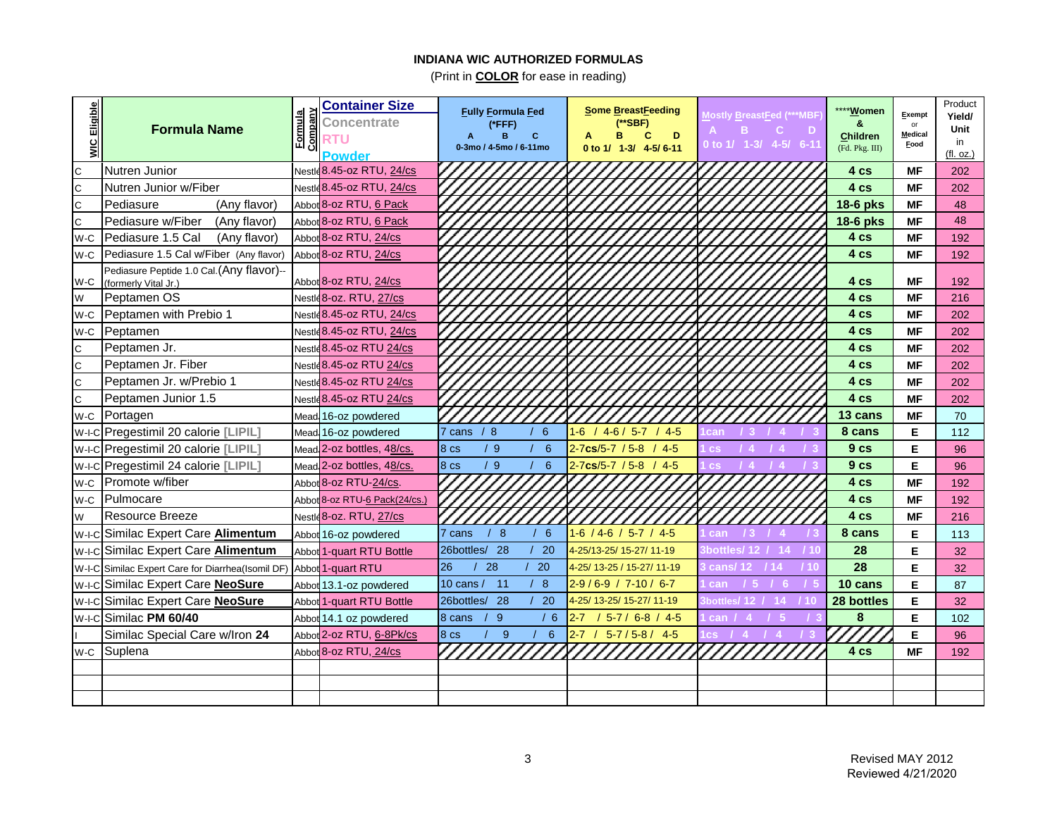# INDIANA WIC AUTHORIZED FORMULAS

(Print in **COLOR** for ease in reading)

| WIC Eligible | Formula Name | Formula Company | Container Size (Concentrate / RTU / Powder) | Fully Formula Fed (*FFF) A B C 0-3mo / 4-5mo / 6-11mo | Some BreastFeeding (**SBF) A B C D 0 to 1/ 1-3/ 4-5/ 6-11 | Mostly BreastFed (***MBF) A B C D 0 to 1/ 1-3/ 4-5/ 6-11 | ****Women & Children (Fd. Pkg. III) | Exempt or Medical Food | Product Yield/ Unit in (fl. oz.) |
|---|---|---|---|---|---|---|---|---|---|
| C | Nutren Junior | Nestle | 8.45-oz RTU, 24/cs | | | | 4 cs | MF | 202 |
| C | Nutren Junior w/Fiber | Nestle | 8.45-oz RTU, 24/cs | | | | 4 cs | MF | 202 |
| C | Pediasure (Any flavor) | Abbot | 8-oz RTU, 6 Pack | | | | 18-6 pks | MF | 48 |
| C | Pediasure w/Fiber (Any flavor) | Abbot | 8-oz RTU, 6 Pack | | | | 18-6 pks | MF | 48 |
| W-C | Pediasure 1.5 Cal (Any flavor) | Abbot | 8-oz RTU, 24/cs | | | | 4 cs | MF | 192 |
| W-C | Pediasure 1.5 Cal w/Fiber (Any flavor) | Abbot | 8-oz RTU, 24/cs | | | | 4 cs | MF | 192 |
| W-C | Pediasure Peptide 1.0 Cal.(Any flavor)--(formerly Vital Jr.) | Abbot | 8-oz RTU, 24/cs | | | | 4 cs | MF | 192 |
| W | Peptamen OS | Nestle | 8-oz. RTU, 27/cs | | | | 4 cs | MF | 216 |
| W-C | Peptamen with Prebio 1 | Nestle | 8.45-oz RTU, 24/cs | | | | 4 cs | MF | 202 |
| W-C | Peptamen | Nestle | 8.45-oz RTU, 24/cs | | | | 4 cs | MF | 202 |
| C | Peptamen Jr. | Nestle | 8.45-oz RTU 24/cs | | | | 4 cs | MF | 202 |
| C | Peptamen Jr. Fiber | Nestle | 8.45-oz RTU 24/cs | | | | 4 cs | MF | 202 |
| C | Peptamen Jr. w/Prebio 1 | Nestle | 8.45-oz RTU 24/cs | | | | 4 cs | MF | 202 |
| C | Peptamen Junior 1.5 | Nestle | 8.45-oz RTU 24/cs | | | | 4 cs | MF | 202 |
| W-C | Portagen | Mead | 16-oz powdered | | | | 13 cans | MF | 70 |
| W-I-C | Pregestimil 20 calorie [LIPIL] | Mead | 16-oz powdered | 7 cans / 8 / 6 | 1-6 / 4-6 / 5-7 / 4-5 | 1can / 3 / 4 / 3 | 8 cans | E | 112 |
| W-I-C | Pregestimil 20 calorie [LIPIL] | Mead | 2-oz bottles, 48/cs. | 8 cs / 9 / 6 | 2-7cs/5-7 / 5-8 / 4-5 | 1 cs / 4 / 4 / 3 | 9 cs | E | 96 |
| W-I-C | Pregestimil 24 calorie [LIPIL] | Mead | 2-oz bottles, 48/cs. | 8 cs / 9 / 6 | 2-7cs/5-7 / 5-8 / 4-5 | 1 cs / 4 / 4 / 3 | 9 cs | E | 96 |
| W-C | Promote w/fiber | Abbot | 8-oz RTU-24/cs. | | | | 4 cs | MF | 192 |
| W-C | Pulmocare | Abbot | 8-oz RTU-6 Pack(24/cs.) | | | | 4 cs | MF | 192 |
| W | Resource Breeze | Nestle | 8-oz. RTU, 27/cs | | | | 4 cs | MF | 216 |
| W-I-C | Similac Expert Care **Alimentum** | Abbot | 16-oz powdered | 7 cans / 8 / 6 | 1-6 / 4-6 / 5-7 / 4-5 | 1 can / 3 / 4 / 3 | 8 cans | E | 113 |
| W-I-C | Similac Expert Care **Alimentum** | Abbot | 1-quart RTU Bottle | 26bottles/ 28 / 20 | 4-25/13-25/ 15-27/ 11-19 | 3bottles/ 12 / 14 / 10 | 28 | E | 32 |
| W-I-C | Similac Expert Care for Diarrhea(Isomil DF) | Abbot | 1-quart RTU | 26 / 28 / 20 | 4-25/ 13-25 / 15-27/ 11-19 | 3 cans/ 12 / 14 / 10 | 28 | E | 32 |
| W-I-C | Similac Expert Care **NeoSure** | Abbot | 13.1-oz powdered | 10 cans / 11 / 8 | 2-9 / 6-9 / 7-10 / 6-7 | 1 can / 5 / 6 / 5 | 10 cans | E | 87 |
| W-I-C | Similac Expert Care **NeoSure** | Abbot | 1-quart RTU Bottle | 26bottles/ 28 / 20 | 4-25/ 13-25/ 15-27/ 11-19 | 3bottles/ 12 / 14 / 10 | 28 bottles | E | 32 |
| W-I-C | Similac **PM 60/40** | Abbot | 14.1 oz powdered | 8 cans / 9 / 6 | 2-7 / 5-7 / 6-8 / 4-5 | 1 can / 4 / 5 / 3 | 8 | E | 102 |
| I | Similac Special Care w/Iron **24** | Abbot | 2-oz RTU, 6-8Pk/cs | 8 cs / 9 / 6 | 2-7 / 5-7 / 5-8 / 4-5 | 1cs / 4 / 4 / 3 | | E | 96 |
| W-C | Suplena | Abbot | 8-oz RTU, 24/cs | | | | 4 cs | MF | 192 |
| | | | | | | | | | |
| | | | | | | | | | |
| | | | | | | | | | |

Revised MAY 2012
Reviewed 4/21/2020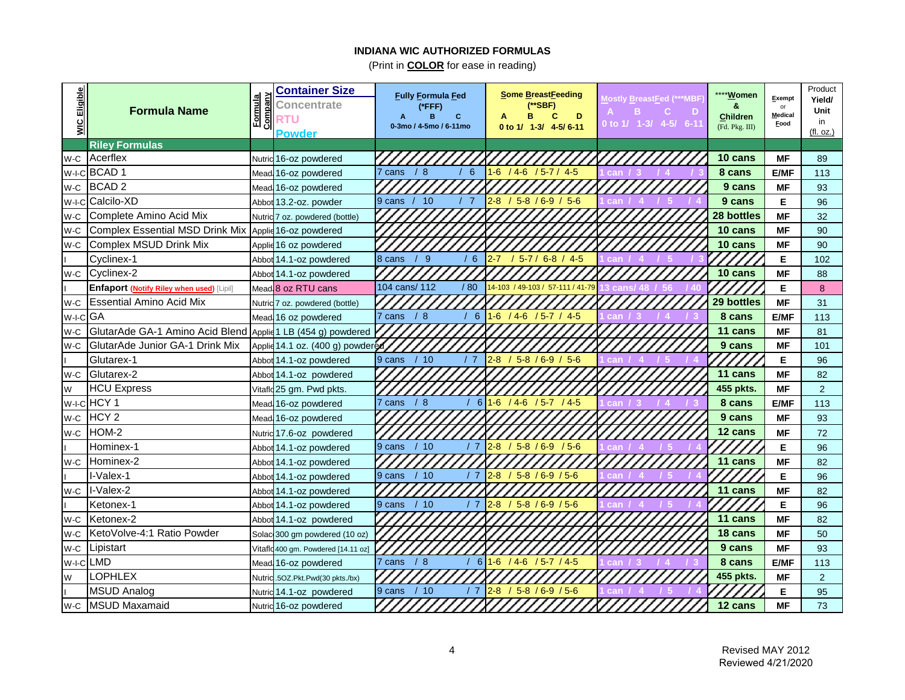# INDIANA WIC AUTHORIZED FORMULAS

(Print in **COLOR** for ease in reading)

| WIC Eligible | Formula Name | Formula Company | Container Size Concentrate RTU Powder | Fully Formula Fed (*FFF) A B C 0-3mo / 4-5mo / 6-11mo | Some BreastFeeding (**SBF) A B C D 0 to 1/ 1-3/ 4-5/ 6-11 | Mostly BreastFed (***MBF) A B C D 0 to 1/ 1-3/ 4-5/ 6-11 | ****Women & Children (Fd. Pkg. III) | Exempt or Medical Food | Product Yield/ Unit in (fl. oz.) |
|---|---|---|---|---|---|---|---|---|---|
| | **Riley Formulas** | | | | | | | | |
| W-C | Acerflex | Nutric | 16-oz powdered | | | | 10 cans | MF | 89 |
| W-I-C | BCAD 1 | Mead | 16-oz powdered | 7 cans / 8 / 6 | 1-6 / 4-6 / 5-7 / 4-5 | 1 can / 3 / 4 / 3 | 8 cans | E/MF | 113 |
| W-C | BCAD 2 | Mead | 16-oz powdered | | | | 9 cans | MF | 93 |
| W-I-C | Calcilo-XD | Abbot | 13.2-oz. powder | 9 cans / 10 / 7 | 2-8 / 5-8 / 6-9 / 5-6 | 1 can / 4 / 5 / 4 | 9 cans | E | 96 |
| W-C | Complete Amino Acid Mix | Nutric | 7 oz. powdered (bottle) | | | | 28 bottles | MF | 32 |
| W-C | Complex Essential MSD Drink Mix | Applie | 16-oz powdered | | | | 10 cans | MF | 90 |
| W-C | Complex MSUD Drink Mix | Applie | 16 oz powdered | | | | 10 cans | MF | 90 |
| I | Cyclinex-1 | Abbot | 14.1-oz powdered | 8 cans / 9 / 6 | 2-7 / 5-7 / 6-8 / 4-5 | 1 can / 4 / 5 / 3 | | E | 102 |
| W-C | Cyclinex-2 | Abbot | 14.1-oz powdered | | | | 10 cans | MF | 88 |
| I | **Enfaport** (Notify Riley when used) [Lipil] | Mead | 8 oz RTU cans | 104 cans/ 112 / 80 | 14-103 / 49-103 / 57-111 / 41-79 | 13 cans/ 48 / 56 / 40 | | E | 8 |
| W-C | Essential Amino Acid Mix | Nutric | 7 oz. powdered (bottle) | | | | 29 bottles | MF | 31 |
| W-I-C | GA | Mead | 16 oz powdered | 7 cans / 8 / 6 | 1-6 / 4-6 / 5-7 / 4-5 | 1 can / 3 / 4 / 3 | 8 cans | E/MF | 113 |
| W-C | GlutarAde GA-1 Amino Acid Blend | Applie | 1 LB (454 g) powdered | | | | 11 cans | MF | 81 |
| W-C | GlutarAde Junior GA-1 Drink Mix | Applie | 14.1 oz. (400 g) powdered | | | | 9 cans | MF | 101 |
| I | Glutarex-1 | Abbot | 14.1-oz powdered | 9 cans / 10 / 7 | 2-8 / 5-8 / 6-9 / 5-6 | 1 can / 4 / 5 / 4 | | E | 96 |
| W-C | Glutarex-2 | Abbot | 14.1-oz powdered | | | | 11 cans | MF | 82 |
| W | HCU Express | Vitaflo | 25 gm. Pwd pkts. | | | | 455 pkts. | MF | 2 |
| W-I-C | HCY 1 | Mead | 16-oz powdered | 7 cans / 8 / 6 | 1-6 / 4-6 / 5-7 / 4-5 | 1 can / 3 / 4 / 3 | 8 cans | E/MF | 113 |
| W-C | HCY 2 | Mead | 16-oz powdered | | | | 9 cans | MF | 93 |
| W-C | HOM-2 | Nutric | 17.6-oz powdered | | | | 12 cans | MF | 72 |
| I | Hominex-1 | Abbot | 14.1-oz powdered | 9 cans / 10 / 7 | 2-8 / 5-8 / 6-9 / 5-6 | 1 can / 4 / 5 / 4 | | E | 96 |
| W-C | Hominex-2 | Abbot | 14.1-oz powdered | | | | 11 cans | MF | 82 |
| I | I-Valex-1 | Abbot | 14.1-oz powdered | 9 cans / 10 / 7 | 2-8 / 5-8 / 6-9 / 5-6 | 1 can / 4 / 5 / 4 | | E | 96 |
| W-C | I-Valex-2 | Abbot | 14.1-oz powdered | | | | 11 cans | MF | 82 |
| I | Ketonex-1 | Abbot | 14.1-oz powdered | 9 cans / 10 / 7 | 2-8 / 5-8 / 6-9 / 5-6 | 1 can / 4 / 5 / 4 | | E | 96 |
| W-C | Ketonex-2 | Abbot | 14.1-oz powdered | | | | 11 cans | MF | 82 |
| W-C | KetoVolve-4:1 Ratio Powder | Solace | 300 gm powdered (10 oz) | | | | 18 cans | MF | 50 |
| W-C | Lipistart | Vitaflo | 400 gm. Powdered [14.11 oz] | | | | 9 cans | MF | 93 |
| W-I-C | LMD | Mead | 16-oz powdered | 7 cans / 8 / 6 | 1-6 / 4-6 / 5-7 / 4-5 | 1 can / 3 / 4 / 3 | 8 cans | E/MF | 113 |
| W | LOPHLEX | Nutric | .5OZ.Pkt.Pwd(30 pkts./bx) | | | | 455 pkts. | MF | 2 |
| I | MSUD Analog | Nutric | 14.1-oz powdered | 9 cans / 10 / 7 | 2-8 / 5-8 / 6-9 / 5-6 | 1 can / 4 / 5 / 4 | | E | 95 |
| W-C | MSUD Maxamaid | Nutric | 16-oz powdered | | | | 12 cans | MF | 73 |

Revised MAY 2012
Reviewed 4/21/2020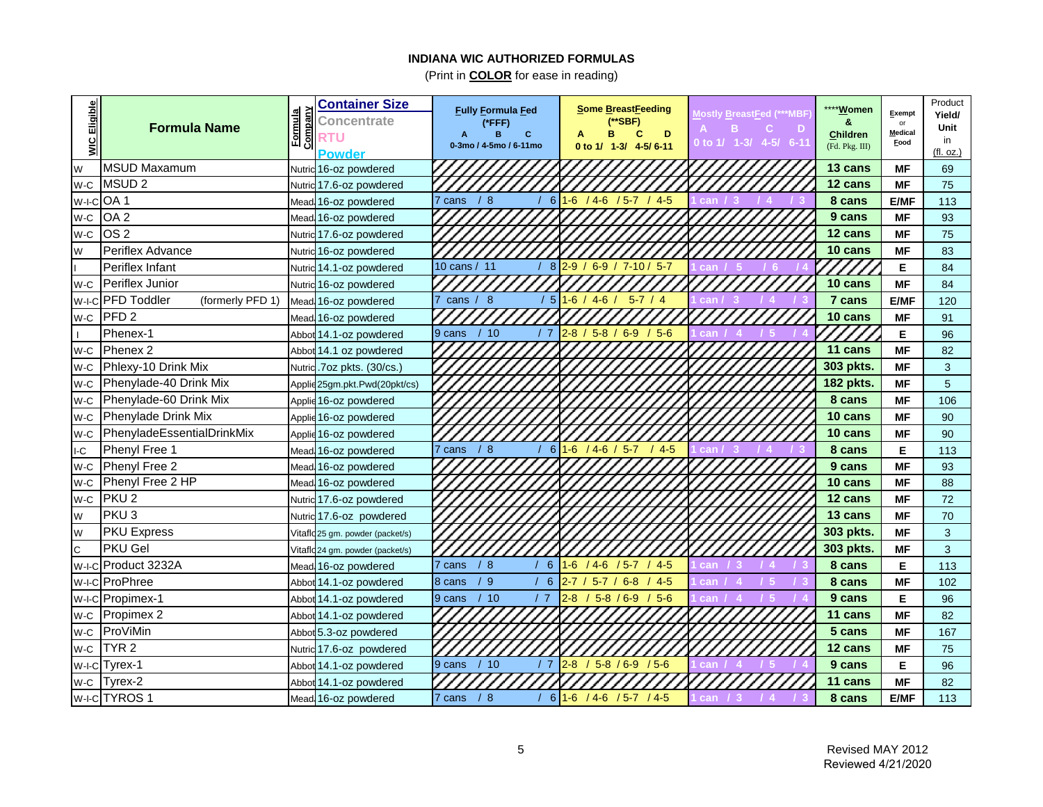**INDIANA WIC AUTHORIZED FORMULAS**

(Print in **COLOR** for ease in reading)

| WIC Eligible | Formula Name | Formula Company | Container Size Concentrate RTU Powder | Fully Formula Fed (*FFF) A B C 0-3mo / 4-5mo / 6-11mo | Some BreastFeeding (**SBF) A B C D 0 to 1/ 1-3/ 4-5/ 6-11 | Mostly BreastFed (***MBF) A B C D 0 to 1/ 1-3/ 4-5/ 6-11 | ****Women & Children (Fd. Pkg. III) | Exempt or Medical Food | Product Yield/ Unit in (fl. oz.) |
|---|---|---|---|---|---|---|---|---|---|
| W | MSUD Maxamum | Nutric | 16-oz powdered | | | | 13 cans | MF | 69 |
| W-C | MSUD 2 | Nutric | 17.6-oz powdered | | | | 12 cans | MF | 75 |
| W-I-C | OA 1 | Mead | 16-oz powdered | 7 cans / 8 / 6 | 1-6 / 4-6 / 5-7 / 4-5 | 1 can / 3 / 4 / 3 | 8 cans | E/MF | 113 |
| W-C | OA 2 | Mead | 16-oz powdered | | | | 9 cans | MF | 93 |
| W-C | OS 2 | Nutric | 17.6-oz powdered | | | | 12 cans | MF | 75 |
| W | Periflex Advance | Nutric | 16-oz powdered | | | | 10 cans | MF | 83 |
| I | Periflex Infant | Nutric | 14.1-oz powdered | 10 cans / 11 / 8 | 2-9 / 6-9 / 7-10 / 5-7 | 1 can / 5 / 6 / 4 | | E | 84 |
| W-C | Periflex Junior | Nutric | 16-oz powdered | | | | 10 cans | MF | 84 |
| W-I-C | PFD Toddler (formerly PFD 1) | Mead | 16-oz powdered | 7 cans / 8 / 5 | 1-6 / 4-6 / 5-7 / 4 | 1 can / 3 / 4 / 3 | 7 cans | E/MF | 120 |
| W-C | PFD 2 | Mead | 16-oz powdered | | | | 10 cans | MF | 91 |
| I | Phenex-1 | Abbot | 14.1-oz powdered | 9 cans / 10 / 7 | 2-8 / 5-8 / 6-9 / 5-6 | 1 can / 4 / 5 / 4 | | E | 96 |
| W-C | Phenex 2 | Abbot | 14.1 oz powdered | | | | 11 cans | MF | 82 |
| W-C | Phlexy-10 Drink Mix | Nutric | .7oz pkts. (30/cs.) | | | | 303 pkts. | MF | 3 |
| W-C | Phenylade-40 Drink Mix | Applie | 25gm.pkt.Pwd(20pkt/cs) | | | | 182 pkts. | MF | 5 |
| W-C | Phenylade-60 Drink Mix | Applie | 16-oz powdered | | | | 8 cans | MF | 106 |
| W-C | Phenylade Drink Mix | Applie | 16-oz powdered | | | | 10 cans | MF | 90 |
| W-C | PhenyladeEssentialDrinkMix | Applie | 16-oz powdered | | | | 10 cans | MF | 90 |
| I-C | Phenyl Free 1 | Mead | 16-oz powdered | 7 cans / 8 / 6 | 1-6 / 4-6 / 5-7 / 4-5 | 1 can / 3 / 4 / 3 | 8 cans | E | 113 |
| W-C | Phenyl Free 2 | Mead | 16-oz powdered | | | | 9 cans | MF | 93 |
| W-C | Phenyl Free 2 HP | Mead | 16-oz powdered | | | | 10 cans | MF | 88 |
| W-C | PKU 2 | Nutric | 17.6-oz powdered | | | | 12 cans | MF | 72 |
| W | PKU 3 | Nutric | 17.6-oz powdered | | | | 13 cans | MF | 70 |
| W | PKU Express | Vitaflo | 25 gm. powder (packet/s) | | | | 303 pkts. | MF | 3 |
| C | PKU Gel | Vitaflo | 24 gm. powder (packet/s) | | | | 303 pkts. | MF | 3 |
| W-I-C | Product 3232A | Mead | 16-oz powdered | 7 cans / 8 / 6 | 1-6 / 4-6 / 5-7 / 4-5 | 1 can / 3 / 4 / 3 | 8 cans | E | 113 |
| W-I-C | ProPhree | Abbot | 14.1-oz powdered | 8 cans / 9 / 6 | 2-7 / 5-7 / 6-8 / 4-5 | 1 can / 4 / 5 / 3 | 8 cans | MF | 102 |
| W-I-C | Propimex-1 | Abbot | 14.1-oz powdered | 9 cans / 10 / 7 | 2-8 / 5-8 / 6-9 / 5-6 | 1 can / 4 / 5 / 4 | 9 cans | E | 96 |
| W-C | Propimex 2 | Abbot | 14.1-oz powdered | | | | 11 cans | MF | 82 |
| W-C | ProViMin | Abbot | 5.3-oz powdered | | | | 5 cans | MF | 167 |
| W-C | TYR 2 | Nutric | 17.6-oz powdered | | | | 12 cans | MF | 75 |
| W-I-C | Tyrex-1 | Abbot | 14.1-oz powdered | 9 cans / 10 / 7 | 2-8 / 5-8 / 6-9 / 5-6 | 1 can / 4 / 5 / 4 | 9 cans | E | 96 |
| W-C | Tyrex-2 | Abbot | 14.1-oz powdered | | | | 11 cans | MF | 82 |
| W-I-C | TYROS 1 | Mead | 16-oz powdered | 7 cans / 8 / 6 | 1-6 / 4-6 / 5-7 / 4-5 | 1 can / 3 / 4 / 3 | 8 cans | E/MF | 113 |

Revised MAY 2012
Reviewed 4/21/2020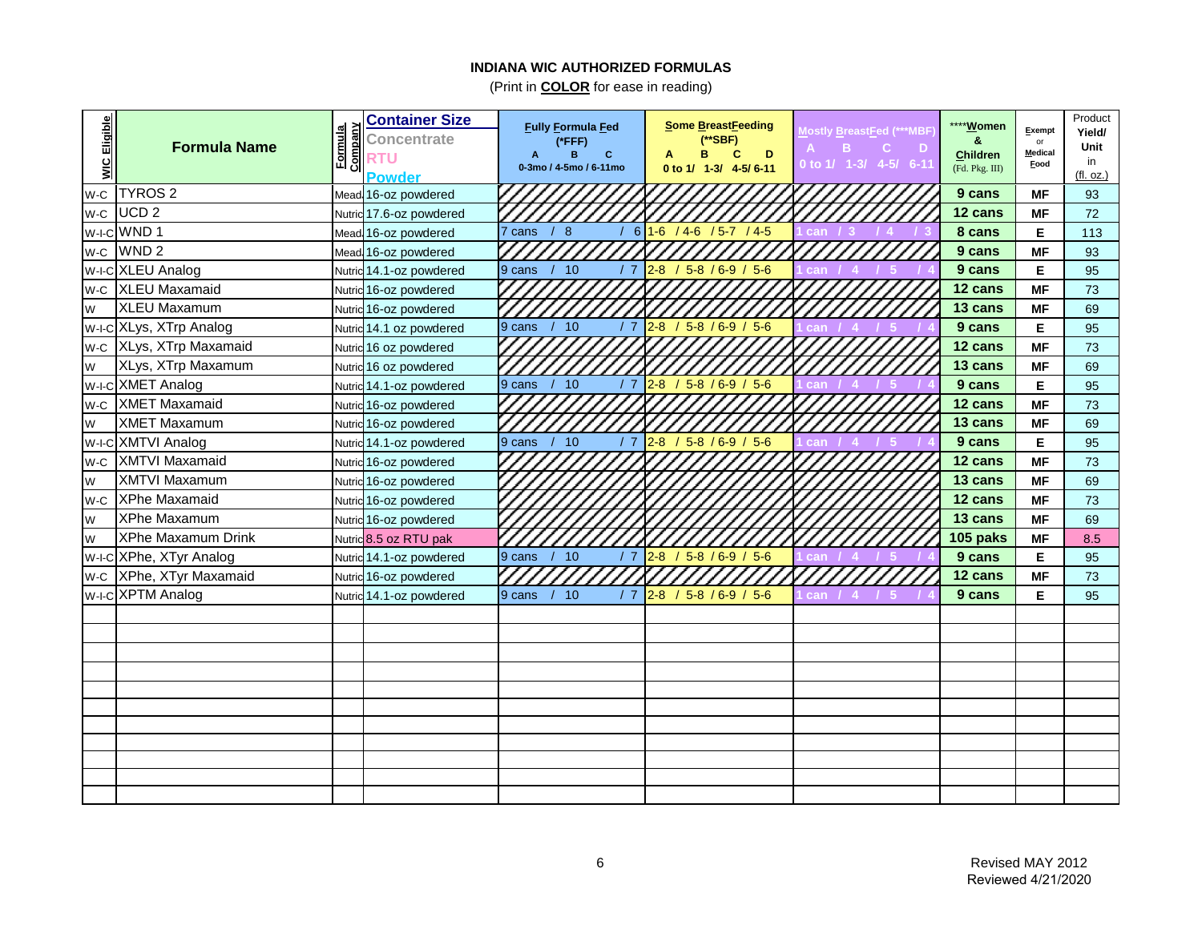**INDIANA WIC AUTHORIZED FORMULAS**

(Print in **COLOR** for ease in reading)

| WIC Eligible | Formula Name | Formula Company | Container Size Concentrate RTU Powder | Fully Formula Fed (*FFF) A B C 0-3mo / 4-5mo / 6-11mo | Some BreastFeeding (**SBF) A B C D 0 to 1/ 1-3/ 4-5/ 6-11 | Mostly BreastFed (***MBF) A B C D 0 to 1/ 1-3/ 4-5/ 6-11 | ****Women & Children (Fd. Pkg. III) | Exempt or Medical Food | Product Yield/ Unit in (fl. oz.) |
|---|---|---|---|---|---|---|---|---|---|
| W-C | TYROS 2 | Mead | 16-oz powdered | | | | 9 cans | MF | 93 |
| W-C | UCD 2 | Nutric | 17.6-oz powdered | | | | 12 cans | MF | 72 |
| W-I-C | WND 1 | Mead | 16-oz powdered | 7 cans / 8 / 6 | 1-6 / 4-6 / 5-7 / 4-5 | 1 can / 3 / 4 / 3 | 8 cans | E | 113 |
| W-C | WND 2 | Mead | 16-oz powdered | | | | 9 cans | MF | 93 |
| W-I-C | XLEU Analog | Nutric | 14.1-oz powdered | 9 cans / 10 / 7 | 2-8 / 5-8 / 6-9 / 5-6 | 1 can / 4 / 5 / 4 | 9 cans | E | 95 |
| W-C | XLEU Maxamaid | Nutric | 16-oz powdered | | | | 12 cans | MF | 73 |
| W | XLEU Maxamum | Nutric | 16-oz powdered | | | | 13 cans | MF | 69 |
| W-I-C | XLys, XTrp Analog | Nutric | 14.1 oz powdered | 9 cans / 10 / 7 | 2-8 / 5-8 / 6-9 / 5-6 | 1 can / 4 / 5 / 4 | 9 cans | E | 95 |
| W-C | XLys, XTrp Maxamaid | Nutric | 16 oz powdered | | | | 12 cans | MF | 73 |
| W | XLys, XTrp Maxamum | Nutric | 16 oz powdered | | | | 13 cans | MF | 69 |
| W-I-C | XMET Analog | Nutric | 14.1-oz powdered | 9 cans / 10 / 7 | 2-8 / 5-8 / 6-9 / 5-6 | 1 can / 4 / 5 / 4 | 9 cans | E | 95 |
| W-C | XMET Maxamaid | Nutric | 16-oz powdered | | | | 12 cans | MF | 73 |
| W | XMET Maxamum | Nutric | 16-oz powdered | | | | 13 cans | MF | 69 |
| W-I-C | XMTVI Analog | Nutric | 14.1-oz powdered | 9 cans / 10 / 7 | 2-8 / 5-8 / 6-9 / 5-6 | 1 can / 4 / 5 / 4 | 9 cans | E | 95 |
| W-C | XMTVI Maxamaid | Nutric | 16-oz powdered | | | | 12 cans | MF | 73 |
| W | XMTVI Maxamum | Nutric | 16-oz powdered | | | | 13 cans | MF | 69 |
| W-C | XPhe Maxamaid | Nutric | 16-oz powdered | | | | 12 cans | MF | 73 |
| W | XPhe Maxamum | Nutric | 16-oz powdered | | | | 13 cans | MF | 69 |
| W | XPhe Maxamum Drink | Nutric | 8.5 oz RTU pak | | | | 105 paks | MF | 8.5 |
| W-I-C | XPhe, XTyr Analog | Nutric | 14.1-oz powdered | 9 cans / 10 / 7 | 2-8 / 5-8 / 6-9 / 5-6 | 1 can / 4 / 5 / 4 | 9 cans | E | 95 |
| W-C | XPhe, XTyr Maxamaid | Nutric | 16-oz powdered | | | | 12 cans | MF | 73 |
| W-I-C | XPTM Analog | Nutric | 14.1-oz powdered | 9 cans / 10 / 7 | 2-8 / 5-8 / 6-9 / 5-6 | 1 can / 4 / 5 / 4 | 9 cans | E | 95 |

Revised MAY 2012
Reviewed 4/21/2020